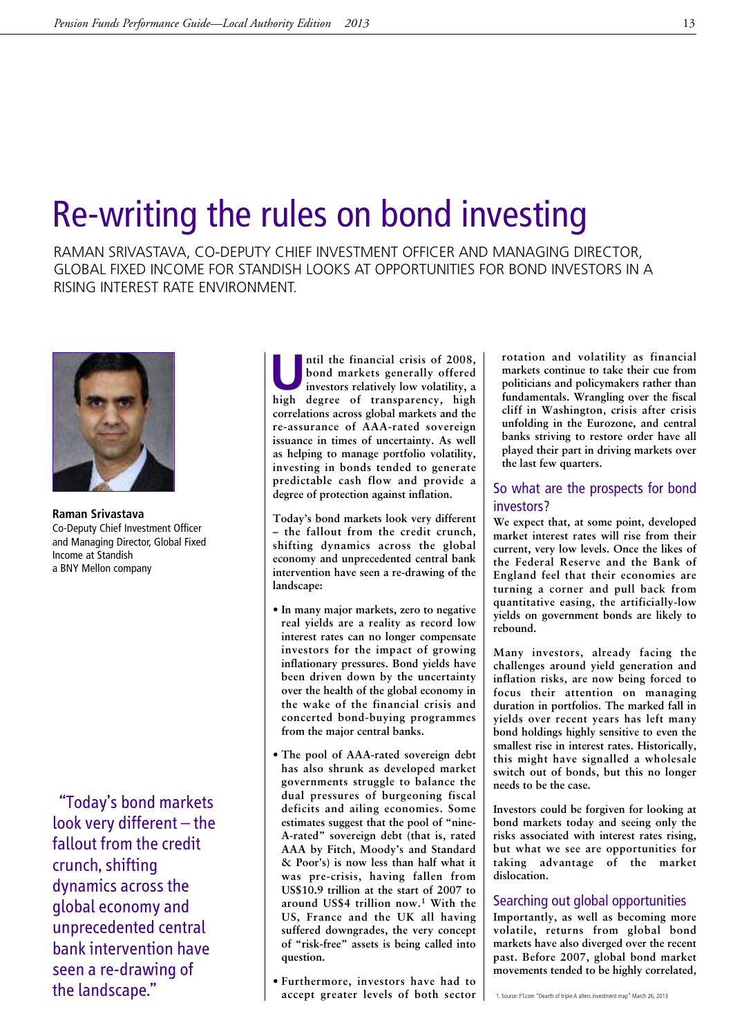# Re-writing the rules on bond investing

RAMAN SRIVASTAVA, CO-DEPUTY CHIEF INVESTMENT OFFICER AND MANAGING DIRECTOR, GLOBAL FIXED INCOME FOR STANDISH LOOKS AT OPPORTUNITIES FOR BOND INVESTORS IN A RISING INTEREST RATE ENVIRONMENT.

**Raman Srivastava**
Co-Deputy Chief Investment Officer and Managing Director, Global Fixed Income at Standish
a BNY Mellon company

"Today's bond markets look very different – the fallout from the credit crunch, shifting dynamics across the global economy and unprecedented central bank intervention have seen a re-drawing of the landscape."

**Until the financial crisis of 2008, bond markets generally offered investors relatively low volatility, a high degree of transparency, high correlations across global markets and the re-assurance of AAA-rated sovereign issuance in times of uncertainty. As well as helping to manage portfolio volatility, investing in bonds tended to generate predictable cash flow and provide a degree of protection against inflation.**

**Today's bond markets look very different – the fallout from the credit crunch, shifting dynamics across the global economy and unprecedented central bank intervention have seen a re-drawing of the landscape:**

- **In many major markets, zero to negative real yields are a reality as record low interest rates can no longer compensate investors for the impact of growing inflationary pressures. Bond yields have been driven down by the uncertainty over the health of the global economy in the wake of the financial crisis and concerted bond-buying programmes from the major central banks.**
- **The pool of AAA-rated sovereign debt has also shrunk as developed market governments struggle to balance the dual pressures of burgeoning fiscal deficits and ailing economies. Some estimates suggest that the pool of "nine-A-rated" sovereign debt (that is, rated AAA by Fitch, Moody's and Standard & Poor's) is now less than half what it was pre-crisis, having fallen from US$10.9 trillion at the start of 2007 to around US$4 trillion now.[1] With the US, France and the UK all having suffered downgrades, the very concept of "risk-free" assets is being called into question.**
- **Furthermore, investors have had to accept greater levels of both sector rotation and volatility as financial markets continue to take their cue from politicians and policymakers rather than fundamentals. Wrangling over the fiscal cliff in Washington, crisis after crisis unfolding in the Eurozone, and central banks striving to restore order have all played their part in driving markets over the last few quarters.**

## So what are the prospects for bond investors?

**We expect that, at some point, developed market interest rates will rise from their current, very low levels. Once the likes of the Federal Reserve and the Bank of England feel that their economies are turning a corner and pull back from quantitative easing, the artificially-low yields on government bonds are likely to rebound.**

**Many investors, already facing the challenges around yield generation and inflation risks, are now being forced to focus their attention on managing duration in portfolios. The marked fall in yields over recent years has left many bond holdings highly sensitive to even the smallest rise in interest rates. Historically, this might have signalled a wholesale switch out of bonds, but this no longer needs to be the case.**

**Investors could be forgiven for looking at bond markets today and seeing only the risks associated with interest rates rising, but what we see are opportunities for taking advantage of the market dislocation.**

## Searching out global opportunities

**Importantly, as well as becoming more volatile, returns from global bond markets have also diverged over the recent past. Before 2007, global bond market movements tended to be highly correlated,**

1. Source: FT.com "Dearth of triple A alters investment map" March 26, 2013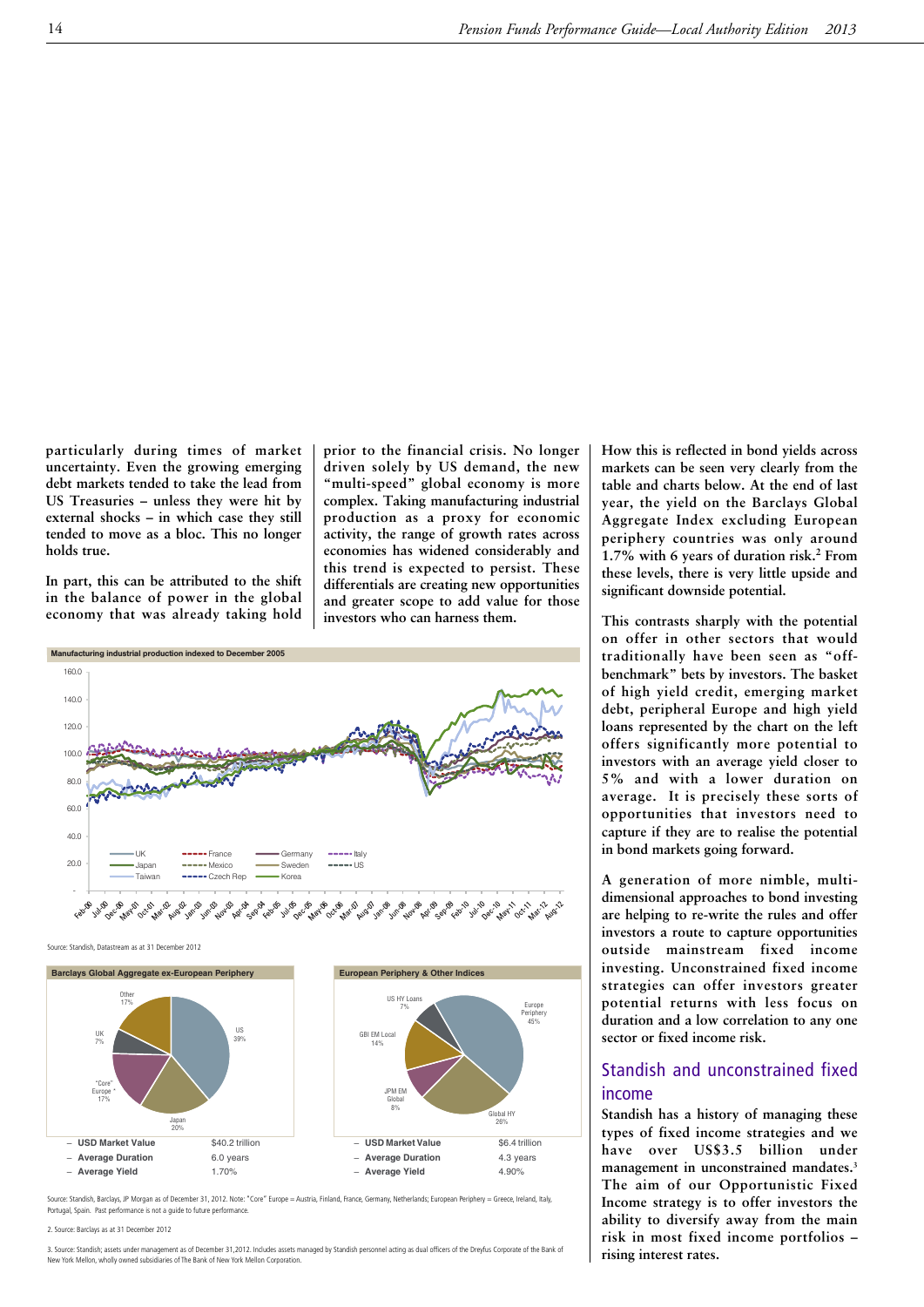particularly during times of market uncertainty. Even the growing emerging debt markets tended to take the lead from US Treasuries – unless they were hit by external shocks – in which case they still tended to move as a bloc. This no longer holds true.

In part, this can be attributed to the shift in the balance of power in the global economy that was already taking hold prior to the financial crisis. No longer driven solely by US demand, the new "multi-speed" global economy is more complex. Taking manufacturing industrial production as a proxy for economic activity, the range of growth rates across economies has widened considerably and this trend is expected to persist. These differentials are creating new opportunities and greater scope to add value for those investors who can harness them.

**Manufacturing industrial production indexed to December 2005**

Source: Standish, Datastream as at 31 December 2012

**Barclays Global Aggregate ex-European Periphery**

| | |
|---|---|
| – USD Market Value | $40.2 trillion |
| – Average Duration | 6.0 years |
| – Average Yield | 1.70% |

**European Periphery & Other Indices**

| | |
|---|---|
| – USD Market Value | $6.4 trillion |
| – Average Duration | 4.3 years |
| – Average Yield | 4.90% |

Source: Standish, Barclays, JP Morgan as of December 31, 2012. Note: "Core" Europe = Austria, Finland, France, Germany, Netherlands; European Periphery = Greece, Ireland, Italy, Portugal, Spain. Past performance is not a guide to future performance.

How this is reflected in bond yields across markets can be seen very clearly from the table and charts below. At the end of last year, the yield on the Barclays Global Aggregate Index excluding European periphery countries was only around 1.7% with 6 years of duration risk.[2] From these levels, there is very little upside and significant downside potential.

This contrasts sharply with the potential on offer in other sectors that would traditionally have been seen as "off-benchmark" bets by investors. The basket of high yield credit, emerging market debt, peripheral Europe and high yield loans represented by the chart on the left offers significantly more potential to investors with an average yield closer to 5% and with a lower duration on average. It is precisely these sorts of opportunities that investors need to capture if they are to realise the potential in bond markets going forward.

A generation of more nimble, multi-dimensional approaches to bond investing are helping to re-write the rules and offer investors a route to capture opportunities outside mainstream fixed income investing. Unconstrained fixed income strategies can offer investors greater potential returns with less focus on duration and a low correlation to any one sector or fixed income risk.

## Standish and unconstrained fixed income

Standish has a history of managing these types of fixed income strategies and we have over US$3.5 billion under management in unconstrained mandates.[3] The aim of our Opportunistic Fixed Income strategy is to offer investors the ability to diversify away from the main risk in most fixed income portfolios – rising interest rates.

2. Source: Barclays as at 31 December 2012

3. Source: Standish; assets under management as of December 31,2012. Includes assets managed by Standish personnel acting as dual officers of the Dreyfus Corporate of the Bank of New York Mellon, wholly owned subsidiaries of The Bank of New York Mellon Corporation.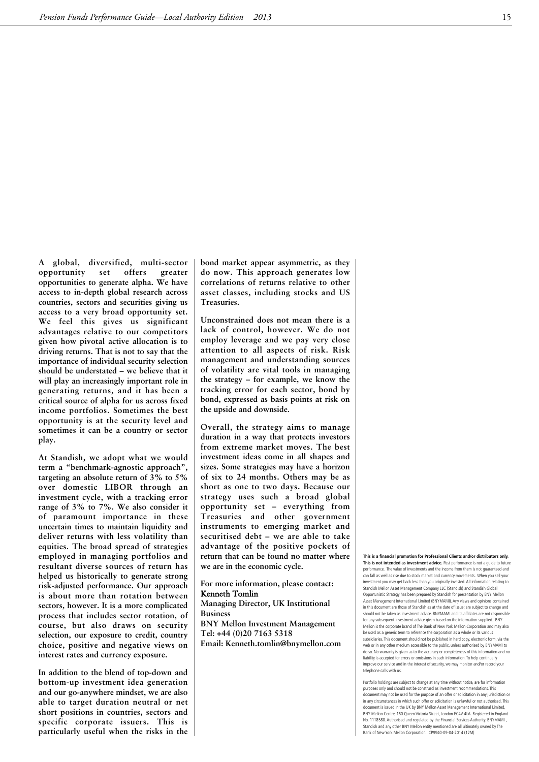**A global, diversified, multi-sector opportunity set offers greater opportunities to generate alpha. We have access to in-depth global research across countries, sectors and securities giving us access to a very broad opportunity set. We feel this gives us significant advantages relative to our competitors given how pivotal active allocation is to driving returns. That is not to say that the importance of individual security selection should be understated – we believe that it will play an increasingly important role in generating returns, and it has been a critical source of alpha for us across fixed income portfolios. Sometimes the best opportunity is at the security level and sometimes it can be a country or sector play.**

**At Standish, we adopt what we would term a "benchmark-agnostic approach", targeting an absolute return of 3% to 5% over domestic LIBOR through an investment cycle, with a tracking error range of 3% to 7%. We also consider it of paramount importance in these uncertain times to maintain liquidity and deliver returns with less volatility than equities. The broad spread of strategies employed in managing portfolios and resultant diverse sources of return has helped us historically to generate strong risk-adjusted performance. Our approach is about more than rotation between sectors, however. It is a more complicated process that includes sector rotation, of course, but also draws on security selection, our exposure to credit, country choice, positive and negative views on interest rates and currency exposure.**

**In addition to the blend of top-down and bottom-up investment idea generation and our go-anywhere mindset, we are also able to target duration neutral or net short positions in countries, sectors and specific corporate issuers. This is particularly useful when the risks in the bond market appear asymmetric, as they do now. This approach generates low correlations of returns relative to other asset classes, including stocks and US Treasuries.**

**Unconstrained does not mean there is a lack of control, however. We do not employ leverage and we pay very close attention to all aspects of risk. Risk management and understanding sources of volatility are vital tools in managing the strategy – for example, we know the tracking error for each sector, bond by bond, expressed as basis points at risk on the upside and downside.**

**Overall, the strategy aims to manage duration in a way that protects investors from extreme market moves. The best investment ideas come in all shapes and sizes. Some strategies may have a horizon of six to 24 months. Others may be as short as one to two days. Because our strategy uses such a broad global opportunity set – everything from Treasuries and other government instruments to emerging market and securitised debt – we are able to take advantage of the positive pockets of return that can be found no matter where we are in the economic cycle.**

**For more information, please contact:**
**Kenneth Tomlin**
**Managing Director, UK Institutional Business**
**BNY Mellon Investment Management**
**Tel: +44 (0)20 7163 5318**
**Email: Kenneth.tomlin@bnymellon.com**

**This is a financial promotion for Professional Clients and/or distributors only. This is not intended as investment advice.** Past performance is not a guide to future performance. The value of investments and the income from them is not guaranteed and can fall as well as rise due to stock market and currency movements. When you sell your investment you may get back less than you originally invested. All information relating to Standish Mellon Asset Management Company LLC (Standish) and Standish Global Opportunistic Strategy has been prepared by Standish for presentation by BNY Mellon Asset Management International Limited (BNYMAMI). Any views and opinions contained in this document are those of Standish as at the date of issue; are subject to change and should not be taken as investment advice. BNYMAMI and its affiliates are not responsible for any subsequent investment advice given based on the information supplied.. BNY Mellon is the corporate brand of The Bank of New York Mellon Corporation and may also be used as a generic term to reference the corporation as a whole or its various subsidiaries. This document should not be published in hard copy, electronic form, via the web or in any other medium accessible to the public, unless authorised by BNYMAMI to do so. No warranty is given as to the accuracy or completeness of this information and no liability is accepted for errors or omissions in such information. To help continually improve our service and in the interest of security, we may monitor and/or record your telephone calls with us.

Portfolio holdings are subject to change at any time without notice, are for information purposes only and should not be construed as investment recommendations. This document may not be used for the purpose of an offer or solicitation in any jurisdiction or in any circumstances in which such offer or solicitation is unlawful or not authorised. This document is issued in the UK by BNY Mellon Asset Management International Limited, BNY Mellon Centre, 160 Queen Victoria Street, London EC4V 4LA. Registered in England No. 1118580. Authorised and regulated by the Financial Services Authority. BNYMAMI , Standish and any other BNY Mellon entity mentioned are all ultimately owned by The Bank of New York Mellon Corporation. CP9940-09-04-2014 (12M)